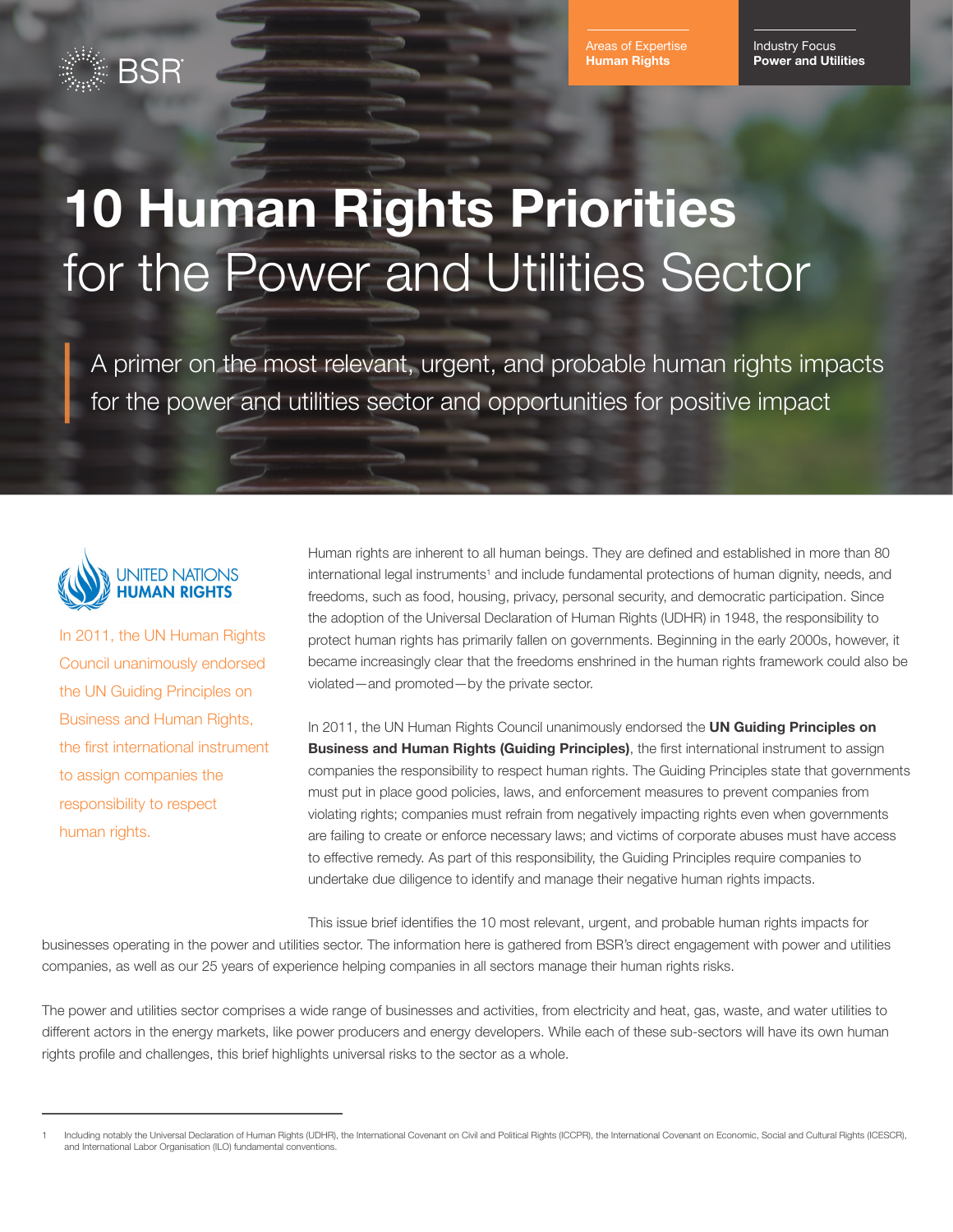BSR

Areas of Expertise
**Human Rights**

Industry Focus
**Power and Utilities**

# 10 Human Rights Priorities for the Power and Utilities Sector

A primer on the most relevant, urgent, and probable human rights impacts for the power and utilities sector and opportunities for positive impact

UNITED NATIONS
**HUMAN RIGHTS**

In 2011, the UN Human Rights Council unanimously endorsed the UN Guiding Principles on Business and Human Rights, the first international instrument to assign companies the responsibility to respect human rights.

Human rights are inherent to all human beings. They are defined and established in more than 80 international legal instruments[1] and include fundamental protections of human dignity, needs, and freedoms, such as food, housing, privacy, personal security, and democratic participation. Since the adoption of the Universal Declaration of Human Rights (UDHR) in 1948, the responsibility to protect human rights has primarily fallen on governments. Beginning in the early 2000s, however, it became increasingly clear that the freedoms enshrined in the human rights framework could also be violated—and promoted—by the private sector.

In 2011, the UN Human Rights Council unanimously endorsed the **UN Guiding Principles on Business and Human Rights (Guiding Principles)**, the first international instrument to assign companies the responsibility to respect human rights. The Guiding Principles state that governments must put in place good policies, laws, and enforcement measures to prevent companies from violating rights; companies must refrain from negatively impacting rights even when governments are failing to create or enforce necessary laws; and victims of corporate abuses must have access to effective remedy. As part of this responsibility, the Guiding Principles require companies to undertake due diligence to identify and manage their negative human rights impacts.

This issue brief identifies the 10 most relevant, urgent, and probable human rights impacts for businesses operating in the power and utilities sector. The information here is gathered from BSR's direct engagement with power and utilities companies, as well as our 25 years of experience helping companies in all sectors manage their human rights risks.

The power and utilities sector comprises a wide range of businesses and activities, from electricity and heat, gas, waste, and water utilities to different actors in the energy markets, like power producers and energy developers. While each of these sub-sectors will have its own human rights profile and challenges, this brief highlights universal risks to the sector as a whole.

---

1 Including notably the Universal Declaration of Human Rights (UDHR), the International Covenant on Civil and Political Rights (ICCPR), the International Covenant on Economic, Social and Cultural Rights (ICESCR), and International Labor Organisation (ILO) fundamental conventions.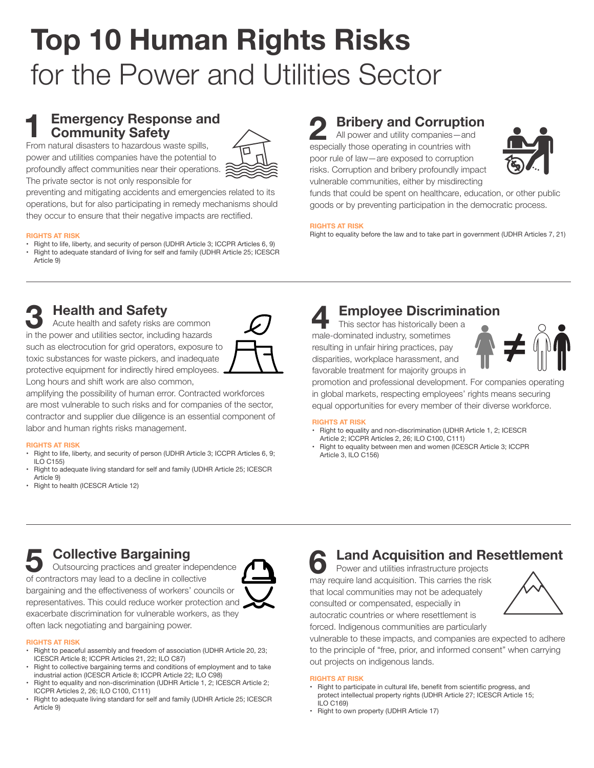# Top 10 Human Rights Risks for the Power and Utilities Sector

## 1 Emergency Response and Community Safety

From natural disasters to hazardous waste spills, power and utilities companies have the potential to profoundly affect communities near their operations. The private sector is not only responsible for preventing and mitigating accidents and emergencies related to its operations, but for also participating in remedy mechanisms should they occur to ensure that their negative impacts are rectified.

**RIGHTS AT RISK**

- Right to life, liberty, and security of person (UDHR Article 3; ICCPR Articles 6, 9)
- Right to adequate standard of living for self and family (UDHR Article 25; ICESCR Article 9)

## 2 Bribery and Corruption

All power and utility companies—and especially those operating in countries with poor rule of law—are exposed to corruption risks. Corruption and bribery profoundly impact vulnerable communities, either by misdirecting funds that could be spent on healthcare, education, or other public goods or by preventing participation in the democratic process.

**RIGHTS AT RISK**

Right to equality before the law and to take part in government (UDHR Articles 7, 21)

## 3 Health and Safety

Acute health and safety risks are common in the power and utilities sector, including hazards such as electrocution for grid operators, exposure to toxic substances for waste pickers, and inadequate protective equipment for indirectly hired employees. Long hours and shift work are also common, amplifying the possibility of human error. Contracted workforces are most vulnerable to such risks and for companies of the sector, contractor and supplier due diligence is an essential component of labor and human rights risks management.

**RIGHTS AT RISK**

- Right to life, liberty, and security of person (UDHR Article 3; ICCPR Articles 6, 9; ILO C155)
- Right to adequate living standard for self and family (UDHR Article 25; ICESCR Article 9)
- Right to health (ICESCR Article 12)

## 4 Employee Discrimination

This sector has historically been a male-dominated industry, sometimes resulting in unfair hiring practices, pay disparities, workplace harassment, and favorable treatment for majority groups in promotion and professional development. For companies operating in global markets, respecting employees' rights means securing equal opportunities for every member of their diverse workforce.

**RIGHTS AT RISK**

- Right to equality and non-discrimination (UDHR Article 1, 2; ICESCR Article 2; ICCPR Articles 2, 26; ILO C100, C111)
- Right to equality between men and women (ICESCR Article 3; ICCPR Article 3, ILO C156)

## 5 Collective Bargaining

Outsourcing practices and greater independence of contractors may lead to a decline in collective bargaining and the effectiveness of workers' councils or representatives. This could reduce worker protection and exacerbate discrimination for vulnerable workers, as they often lack negotiating and bargaining power.

**RIGHTS AT RISK**

- Right to peaceful assembly and freedom of association (UDHR Article 20, 23; ICESCR Article 8; ICCPR Articles 21, 22; ILO C87)
- Right to collective bargaining terms and conditions of employment and to take industrial action (ICESCR Article 8; ICCPR Article 22; ILO C98)
- Right to equality and non-discrimination (UDHR Article 1, 2; ICESCR Article 2; ICCPR Articles 2, 26; ILO C100, C111)
- Right to adequate living standard for self and family (UDHR Article 25; ICESCR Article 9)

## 6 Land Acquisition and Resettlement

Power and utilities infrastructure projects may require land acquisition. This carries the risk that local communities may not be adequately consulted or compensated, especially in autocratic countries or where resettlement is forced. Indigenous communities are particularly vulnerable to these impacts, and companies are expected to adhere to the principle of "free, prior, and informed consent" when carrying out projects on indigenous lands.

**RIGHTS AT RISK**

- Right to participate in cultural life, benefit from scientific progress, and protect intellectual property rights (UDHR Article 27; ICESCR Article 15; ILO C169)
- Right to own property (UDHR Article 17)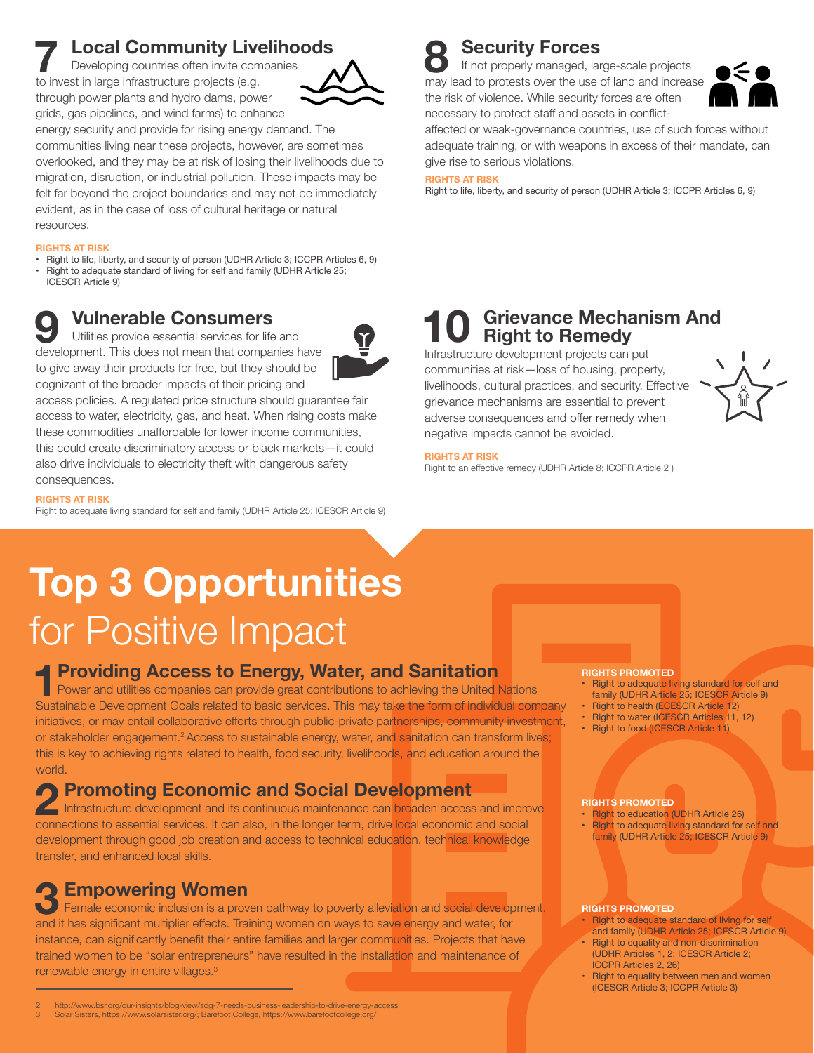## 7 Local Community Livelihoods

Developing countries often invite companies to invest in large infrastructure projects (e.g. through power plants and hydro dams, power grids, gas pipelines, and wind farms) to enhance energy security and provide for rising energy demand. The communities living near these projects, however, are sometimes overlooked, and they may be at risk of losing their livelihoods due to migration, disruption, or industrial pollution. These impacts may be felt far beyond the project boundaries and may not be immediately evident, as in the case of loss of cultural heritage or natural resources.

**RIGHTS AT RISK**

- Right to life, liberty, and security of person (UDHR Article 3; ICCPR Articles 6, 9)
- Right to adequate standard of living for self and family (UDHR Article 25; ICESCR Article 9)

## 8 Security Forces

If not properly managed, large-scale projects may lead to protests over the use of land and increase the risk of violence. While security forces are often necessary to protect staff and assets in conflict-affected or weak-governance countries, use of such forces without adequate training, or with weapons in excess of their mandate, can give rise to serious violations.

**RIGHTS AT RISK**

Right to life, liberty, and security of person (UDHR Article 3; ICCPR Articles 6, 9)

## 9 Vulnerable Consumers

Utilities provide essential services for life and development. This does not mean that companies have to give away their products for free, but they should be cognizant of the broader impacts of their pricing and access policies. A regulated price structure should guarantee fair access to water, electricity, gas, and heat. When rising costs make these commodities unaffordable for lower income communities, this could create discriminatory access or black markets—it could also drive individuals to electricity theft with dangerous safety consequences.

**RIGHTS AT RISK**

Right to adequate living standard for self and family (UDHR Article 25; ICESCR Article 9)

## 10 Grievance Mechanism And Right to Remedy

Infrastructure development projects can put communities at risk—loss of housing, property, livelihoods, cultural practices, and security. Effective grievance mechanisms are essential to prevent adverse consequences and offer remedy when negative impacts cannot be avoided.

**RIGHTS AT RISK**

Right to an effective remedy (UDHR Article 8; ICCPR Article 2 )

# Top 3 Opportunities for Positive Impact

## 1 Providing Access to Energy, Water, and Sanitation

Power and utilities companies can provide great contributions to achieving the United Nations Sustainable Development Goals related to basic services. This may take the form of individual company initiatives, or may entail collaborative efforts through public-private partnerships, community investment, or stakeholder engagement.[2] Access to sustainable energy, water, and sanitation can transform lives; this is key to achieving rights related to health, food security, livelihoods, and education around the world.

**RIGHTS PROMOTED**

- Right to adequate living standard for self and family (UDHR Article 25; ICESCR Article 9)
- Right to health (ECESCR Article 12)
- Right to water (ICESCR Articles 11, 12)
- Right to food (ICESCR Article 11)

## 2 Promoting Economic and Social Development

Infrastructure development and its continuous maintenance can broaden access and improve connections to essential services. It can also, in the longer term, drive local economic and social development through good job creation and access to technical education, technical knowledge transfer, and enhanced local skills.

**RIGHTS PROMOTED**

- Right to education (UDHR Article 26)
- Right to adequate living standard for self and family (UDHR Article 25; ICESCR Article 9)

## 3 Empowering Women

Female economic inclusion is a proven pathway to poverty alleviation and social development, and it has significant multiplier effects. Training women on ways to save energy and water, for instance, can significantly benefit their entire families and larger communities. Projects that have trained women to be "solar entrepreneurs" have resulted in the installation and maintenance of renewable energy in entire villages.[3]

**RIGHTS PROMOTED**

- Right to adequate standard of living for self and family (UDHR Article 25; ICESCR Article 9)
- Right to equality and non-discrimination (UDHR Articles 1, 2; ICESCR Article 2; ICCPR Articles 2, 26)
- Right to equality between men and women (ICESCR Article 3; ICCPR Article 3)

---

2 http://www.bsr.org/our-insights/blog-view/sdg-7-needs-business-leadership-to-drive-energy-access
3 Solar Sisters, https://www.solarsister.org/; Barefoot College, https://www.barefootcollege.org/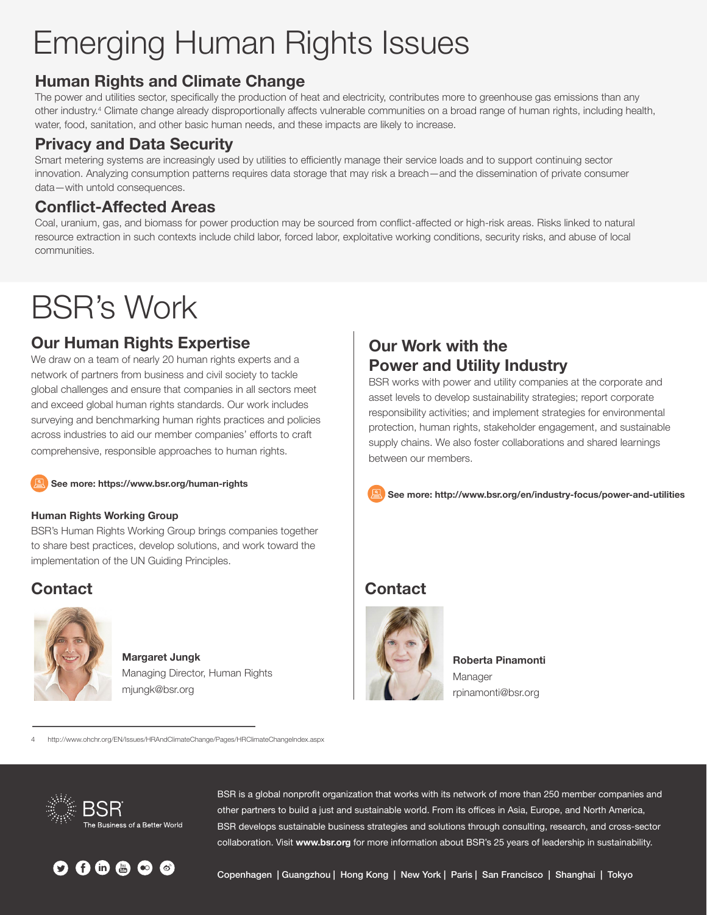# Emerging Human Rights Issues

## Human Rights and Climate Change

The power and utilities sector, specifically the production of heat and electricity, contributes more to greenhouse gas emissions than any other industry.[4] Climate change already disproportionally affects vulnerable communities on a broad range of human rights, including health, water, food, sanitation, and other basic human needs, and these impacts are likely to increase.

## Privacy and Data Security

Smart metering systems are increasingly used by utilities to efficiently manage their service loads and to support continuing sector innovation. Analyzing consumption patterns requires data storage that may risk a breach—and the dissemination of private consumer data—with untold consequences.

## Conflict-Affected Areas

Coal, uranium, gas, and biomass for power production may be sourced from conflict-affected or high-risk areas. Risks linked to natural resource extraction in such contexts include child labor, forced labor, exploitative working conditions, security risks, and abuse of local communities.

# BSR's Work

## Our Human Rights Expertise

We draw on a team of nearly 20 human rights experts and a network of partners from business and civil society to tackle global challenges and ensure that companies in all sectors meet and exceed global human rights standards. Our work includes surveying and benchmarking human rights practices and policies across industries to aid our member companies' efforts to craft comprehensive, responsible approaches to human rights.

**See more: https://www.bsr.org/human-rights**

### Human Rights Working Group

BSR's Human Rights Working Group brings companies together to share best practices, develop solutions, and work toward the implementation of the UN Guiding Principles.

## Contact

**Margaret Jungk**
Managing Director, Human Rights
mjungk@bsr.org

## Our Work with the Power and Utility Industry

BSR works with power and utility companies at the corporate and asset levels to develop sustainability strategies; report corporate responsibility activities; and implement strategies for environmental protection, human rights, stakeholder engagement, and sustainable supply chains. We also foster collaborations and shared learnings between our members.

**See more: http://www.bsr.org/en/industry-focus/power-and-utilities**

## Contact

**Roberta Pinamonti**
Manager
rpinamonti@bsr.org

---

4 http://www.ohchr.org/EN/Issues/HRAndClimateChange/Pages/HRClimateChangeIndex.aspx

BSR
The Business of a Better World

BSR is a global nonprofit organization that works with its network of more than 250 member companies and other partners to build a just and sustainable world. From its offices in Asia, Europe, and North America, BSR develops sustainable business strategies and solutions through consulting, research, and cross-sector collaboration. Visit **www.bsr.org** for more information about BSR's 25 years of leadership in sustainability.

Copenhagen | Guangzhou | Hong Kong | New York | Paris | San Francisco | Shanghai | Tokyo